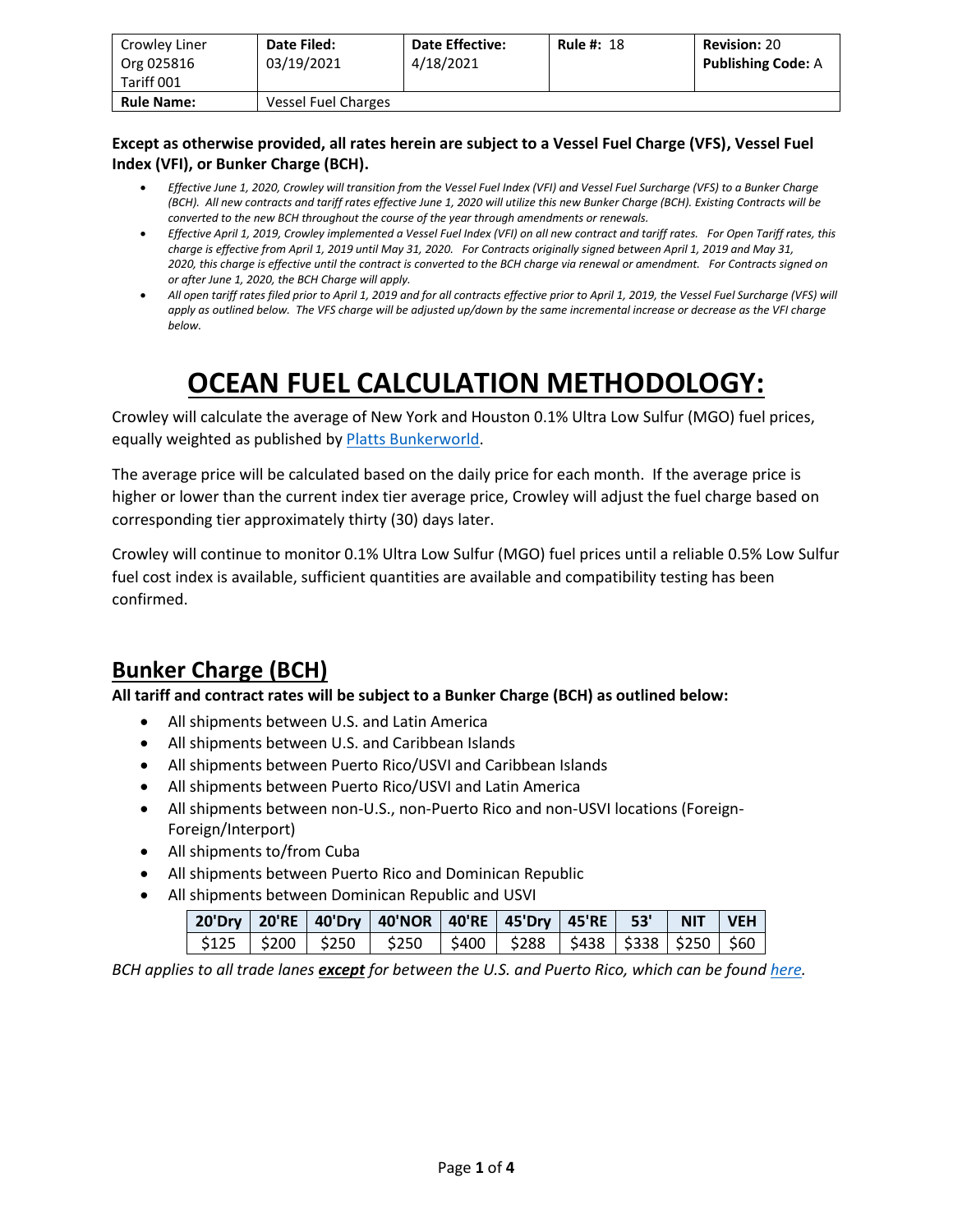| Crowley Liner Org 025816 Tariff 001 | **Date Filed:** 03/19/2021 | **Date Effective:** 4/18/2021 | **Rule #:** 18 | **Revision:** 20 **Publishing Code:** A |
|---|---|---|---|---|
| **Rule Name:** | Vessel Fuel Charges | | | |

**Except as otherwise provided, all rates herein are subject to a Vessel Fuel Charge (VFS), Vessel Fuel Index (VFI), or Bunker Charge (BCH).**

- *Effective June 1, 2020, Crowley will transition from the Vessel Fuel Index (VFI) and Vessel Fuel Surcharge (VFS) to a Bunker Charge (BCH). All new contracts and tariff rates effective June 1, 2020 will utilize this new Bunker Charge (BCH). Existing Contracts will be converted to the new BCH throughout the course of the year through amendments or renewals.*
- *Effective April 1, 2019, Crowley implemented a Vessel Fuel Index (VFI) on all new contract and tariff rates. For Open Tariff rates, this charge is effective from April 1, 2019 until May 31, 2020. For Contracts originally signed between April 1, 2019 and May 31, 2020, this charge is effective until the contract is converted to the BCH charge via renewal or amendment. For Contracts signed on or after June 1, 2020, the BCH Charge will apply.*
- *All open tariff rates filed prior to April 1, 2019 and for all contracts effective prior to April 1, 2019, the Vessel Fuel Surcharge (VFS) will apply as outlined below. The VFS charge will be adjusted up/down by the same incremental increase or decrease as the VFI charge below.*

# OCEAN FUEL CALCULATION METHODOLOGY:

Crowley will calculate the average of New York and Houston 0.1% Ultra Low Sulfur (MGO) fuel prices, equally weighted as published by Platts Bunkerworld.

The average price will be calculated based on the daily price for each month. If the average price is higher or lower than the current index tier average price, Crowley will adjust the fuel charge based on corresponding tier approximately thirty (30) days later.

Crowley will continue to monitor 0.1% Ultra Low Sulfur (MGO) fuel prices until a reliable 0.5% Low Sulfur fuel cost index is available, sufficient quantities are available and compatibility testing has been confirmed.

## Bunker Charge (BCH)

**All tariff and contract rates will be subject to a Bunker Charge (BCH) as outlined below:**

- All shipments between U.S. and Latin America
- All shipments between U.S. and Caribbean Islands
- All shipments between Puerto Rico/USVI and Caribbean Islands
- All shipments between Puerto Rico/USVI and Latin America
- All shipments between non-U.S., non-Puerto Rico and non-USVI locations (Foreign-Foreign/Interport)
- All shipments to/from Cuba
- All shipments between Puerto Rico and Dominican Republic
- All shipments between Dominican Republic and USVI

| 20'Dry | 20'RE | 40'Dry | 40'NOR | 40'RE | 45'Dry | 45'RE | 53' | NIT | VEH |
|---|---|---|---|---|---|---|---|---|---|
| $125 | $200 | $250 | $250 | $400 | $288 | $438 | $338 | $250 | $60 |

*BCH applies to all trade lanes **except** for between the U.S. and Puerto Rico, which can be found here.*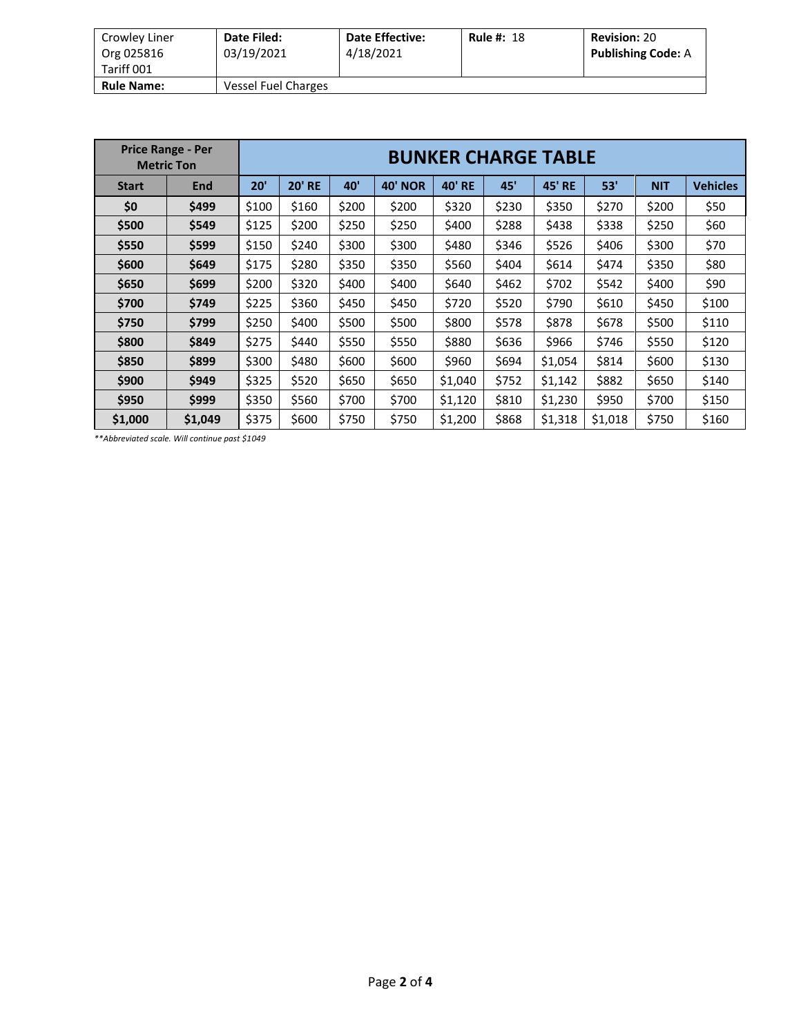| Crowley Liner Org 025816 Tariff 001 | Date Filed: 03/19/2021 | Date Effective: 4/18/2021 | Rule #: 18 | Revision: 20 Publishing Code: A |
|---|---|---|---|---|
| **Rule Name:** | Vessel Fuel Charges | | | |

| Price Range - Per Metric Ton | | BUNKER CHARGE TABLE | | | | | | | | | |
|---|---|---|---|---|---|---|---|---|---|---|---|
| **Start** | **End** | **20'** | **20' RE** | **40'** | **40' NOR** | **40' RE** | **45'** | **45' RE** | **53'** | **NIT** | **Vehicles** |
| **$0** | **$499** | $100 | $160 | $200 | $200 | $320 | $230 | $350 | $270 | $200 | $50 |
| **$500** | **$549** | $125 | $200 | $250 | $250 | $400 | $288 | $438 | $338 | $250 | $60 |
| **$550** | **$599** | $150 | $240 | $300 | $300 | $480 | $346 | $526 | $406 | $300 | $70 |
| **$600** | **$649** | $175 | $280 | $350 | $350 | $560 | $404 | $614 | $474 | $350 | $80 |
| **$650** | **$699** | $200 | $320 | $400 | $400 | $640 | $462 | $702 | $542 | $400 | $90 |
| **$700** | **$749** | $225 | $360 | $450 | $450 | $720 | $520 | $790 | $610 | $450 | $100 |
| **$750** | **$799** | $250 | $400 | $500 | $500 | $800 | $578 | $878 | $678 | $500 | $110 |
| **$800** | **$849** | $275 | $440 | $550 | $550 | $880 | $636 | $966 | $746 | $550 | $120 |
| **$850** | **$899** | $300 | $480 | $600 | $600 | $960 | $694 | $1,054 | $814 | $600 | $130 |
| **$900** | **$949** | $325 | $520 | $650 | $650 | $1,040 | $752 | $1,142 | $882 | $650 | $140 |
| **$950** | **$999** | $350 | $560 | $700 | $700 | $1,120 | $810 | $1,230 | $950 | $700 | $150 |
| **$1,000** | **$1,049** | $375 | $600 | $750 | $750 | $1,200 | $868 | $1,318 | $1,018 | $750 | $160 |

*\*\*Abbreviated scale. Will continue past $1049*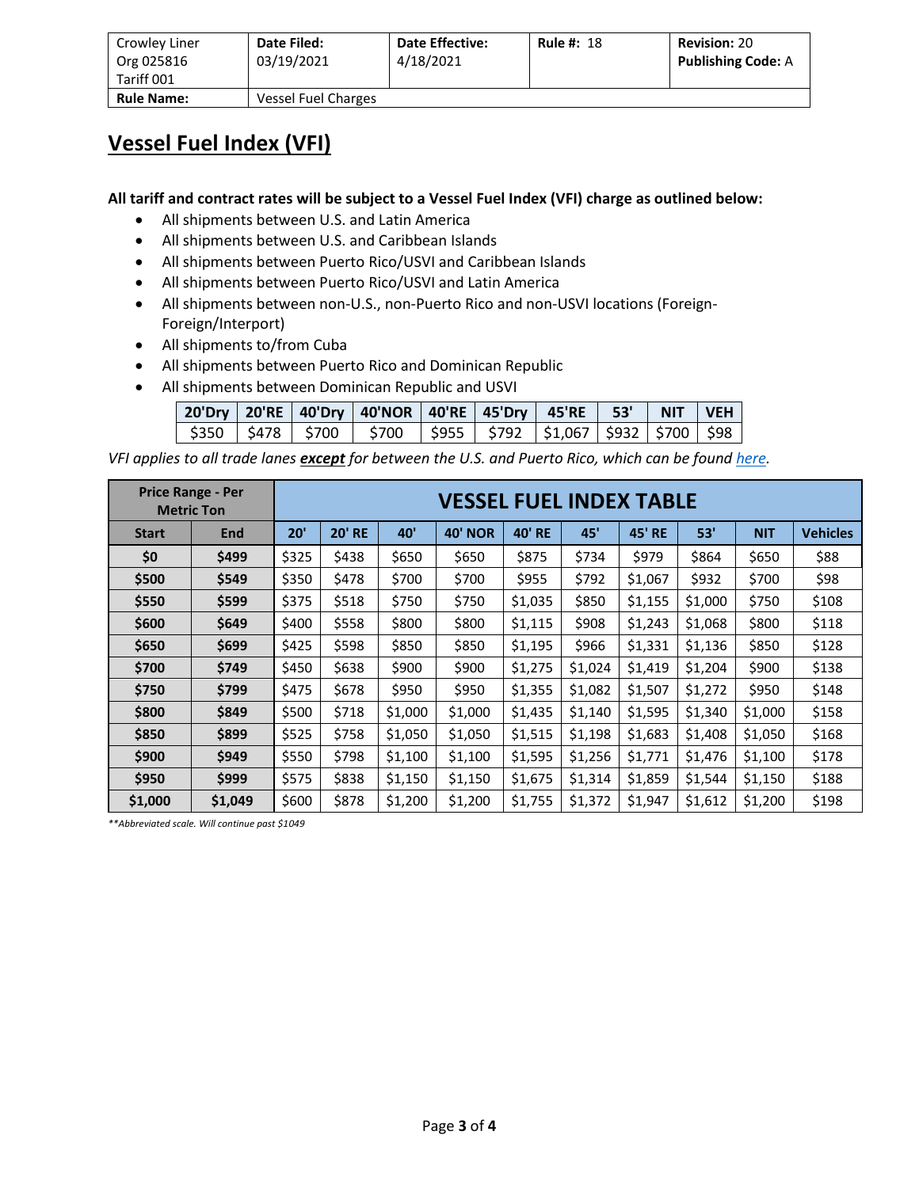| Crowley Liner Org 025816 Tariff 001 | Date Filed: 03/19/2021 | Date Effective: 4/18/2021 | Rule #: 18 | Revision: 20 Publishing Code: A |
|---|---|---|---|---|
| **Rule Name:** | Vessel Fuel Charges | | | |

# Vessel Fuel Index (VFI)

**All tariff and contract rates will be subject to a Vessel Fuel Index (VFI) charge as outlined below:**

- All shipments between U.S. and Latin America
- All shipments between U.S. and Caribbean Islands
- All shipments between Puerto Rico/USVI and Caribbean Islands
- All shipments between Puerto Rico/USVI and Latin America
- All shipments between non-U.S., non-Puerto Rico and non-USVI locations (Foreign-Foreign/Interport)
- All shipments to/from Cuba
- All shipments between Puerto Rico and Dominican Republic
- All shipments between Dominican Republic and USVI

| 20'Dry | 20'RE | 40'Dry | 40'NOR | 40'RE | 45'Dry | 45'RE | 53' | NIT | VEH |
|---|---|---|---|---|---|---|---|---|---|
| $350 | $478 | $700 | $700 | $955 | $792 | $1,067 | $932 | $700 | $98 |

*VFI applies to all trade lanes **except** for between the U.S. and Puerto Rico, which can be found here.*

| Price Range - Per Metric Ton | | VESSEL FUEL INDEX TABLE | | | | | | | | | |
|---|---|---|---|---|---|---|---|---|---|---|---|
| **Start** | **End** | **20'** | **20' RE** | **40'** | **40' NOR** | **40' RE** | **45'** | **45' RE** | **53'** | **NIT** | **Vehicles** |
| **$0** | **$499** | $325 | $438 | $650 | $650 | $875 | $734 | $979 | $864 | $650 | $88 |
| **$500** | **$549** | $350 | $478 | $700 | $700 | $955 | $792 | $1,067 | $932 | $700 | $98 |
| **$550** | **$599** | $375 | $518 | $750 | $750 | $1,035 | $850 | $1,155 | $1,000 | $750 | $108 |
| **$600** | **$649** | $400 | $558 | $800 | $800 | $1,115 | $908 | $1,243 | $1,068 | $800 | $118 |
| **$650** | **$699** | $425 | $598 | $850 | $850 | $1,195 | $966 | $1,331 | $1,136 | $850 | $128 |
| **$700** | **$749** | $450 | $638 | $900 | $900 | $1,275 | $1,024 | $1,419 | $1,204 | $900 | $138 |
| **$750** | **$799** | $475 | $678 | $950 | $950 | $1,355 | $1,082 | $1,507 | $1,272 | $950 | $148 |
| **$800** | **$849** | $500 | $718 | $1,000 | $1,000 | $1,435 | $1,140 | $1,595 | $1,340 | $1,000 | $158 |
| **$850** | **$899** | $525 | $758 | $1,050 | $1,050 | $1,515 | $1,198 | $1,683 | $1,408 | $1,050 | $168 |
| **$900** | **$949** | $550 | $798 | $1,100 | $1,100 | $1,595 | $1,256 | $1,771 | $1,476 | $1,100 | $178 |
| **$950** | **$999** | $575 | $838 | $1,150 | $1,150 | $1,675 | $1,314 | $1,859 | $1,544 | $1,150 | $188 |
| **$1,000** | **$1,049** | $600 | $878 | $1,200 | $1,200 | $1,755 | $1,372 | $1,947 | $1,612 | $1,200 | $198 |

*\*\*Abbreviated scale. Will continue past $1049*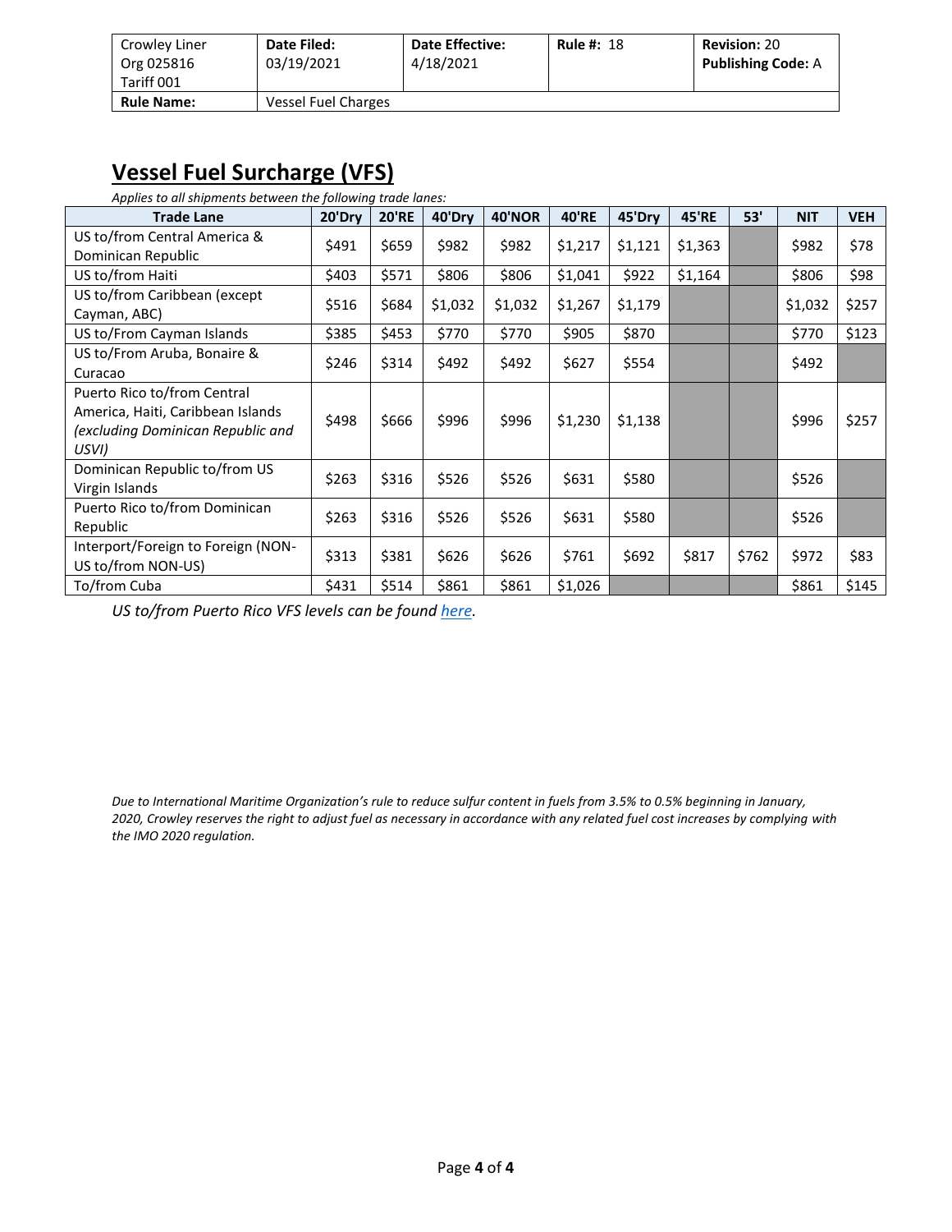| Crowley Liner Org 025816 Tariff 001 | **Date Filed:** 03/19/2021 | **Date Effective:** 4/18/2021 | **Rule #:** 18 | **Revision:** 20 **Publishing Code:** A |
|---|---|---|---|---|
| **Rule Name:** | Vessel Fuel Charges | | | |

## Vessel Fuel Surcharge (VFS)

*Applies to all shipments between the following trade lanes:*

| Trade Lane | 20'Dry | 20'RE | 40'Dry | 40'NOR | 40'RE | 45'Dry | 45'RE | 53' | NIT | VEH |
|---|---|---|---|---|---|---|---|---|---|---|
| US to/from Central America & Dominican Republic | $491 | $659 | $982 | $982 | $1,217 | $1,121 | $1,363 | | $982 | $78 |
| US to/from Haiti | $403 | $571 | $806 | $806 | $1,041 | $922 | $1,164 | | $806 | $98 |
| US to/from Caribbean (except Cayman, ABC) | $516 | $684 | $1,032 | $1,032 | $1,267 | $1,179 | | | $1,032 | $257 |
| US to/From Cayman Islands | $385 | $453 | $770 | $770 | $905 | $870 | | | $770 | $123 |
| US to/From Aruba, Bonaire & Curacao | $246 | $314 | $492 | $492 | $627 | $554 | | | $492 | |
| Puerto Rico to/from Central America, Haiti, Caribbean Islands *(excluding Dominican Republic and USVI)* | $498 | $666 | $996 | $996 | $1,230 | $1,138 | | | $996 | $257 |
| Dominican Republic to/from US Virgin Islands | $263 | $316 | $526 | $526 | $631 | $580 | | | $526 | |
| Puerto Rico to/from Dominican Republic | $263 | $316 | $526 | $526 | $631 | $580 | | | $526 | |
| Interport/Foreign to Foreign (NON-US to/from NON-US) | $313 | $381 | $626 | $626 | $761 | $692 | $817 | $762 | $972 | $83 |
| To/from Cuba | $431 | $514 | $861 | $861 | $1,026 | | | | $861 | $145 |

*US to/from Puerto Rico VFS levels can be found here.*

*Due to International Maritime Organization's rule to reduce sulfur content in fuels from 3.5% to 0.5% beginning in January, 2020, Crowley reserves the right to adjust fuel as necessary in accordance with any related fuel cost increases by complying with the IMO 2020 regulation.*